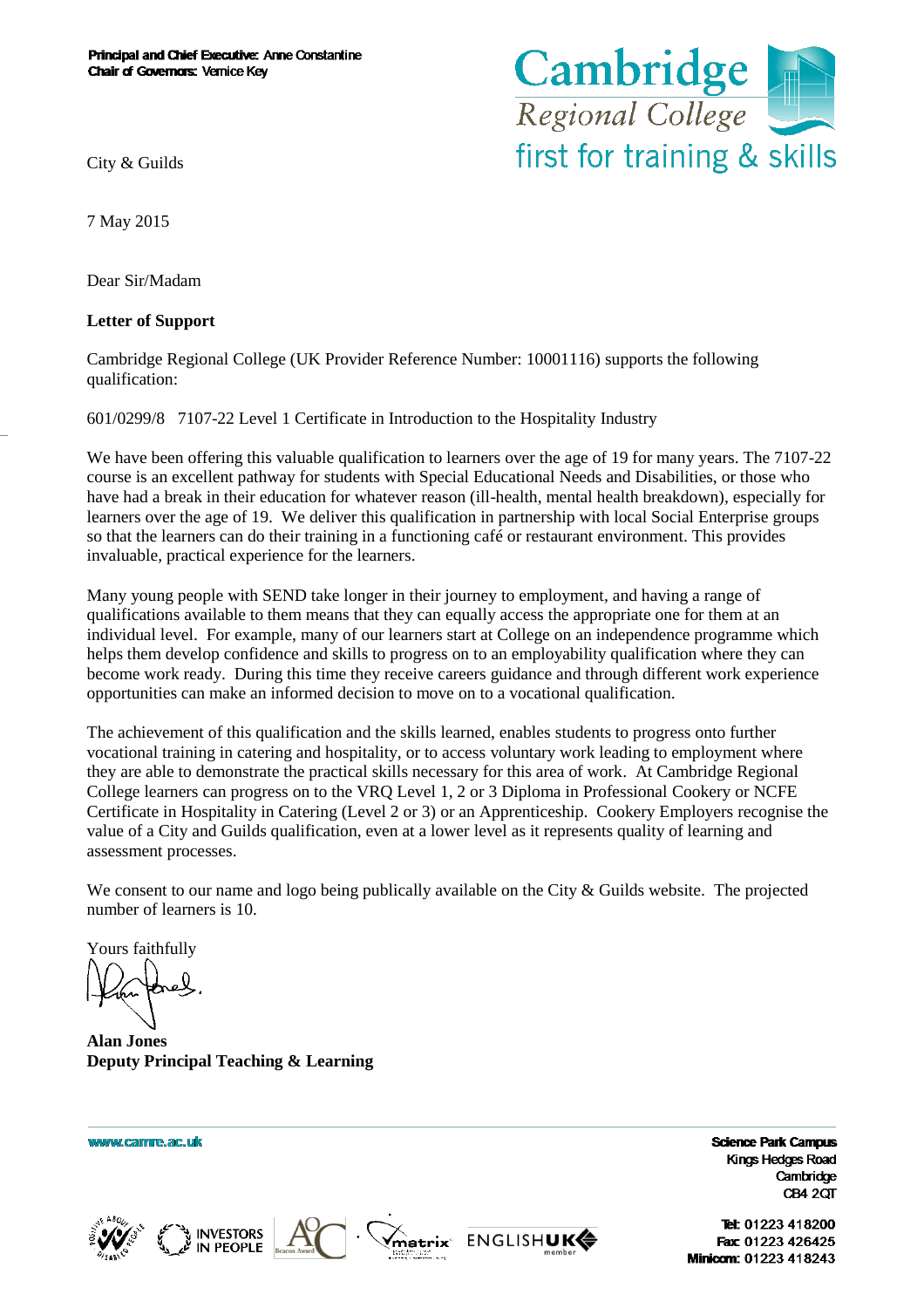**Principal and Chief Executive:** Anne Constantine
**Chair of Governors:** Vernice Key

Cambridge Regional College
first for training & skills

City & Guilds

7 May 2015

Dear Sir/Madam

**Letter of Support**

Cambridge Regional College (UK Provider Reference Number: 10001116) supports the following qualification:

601/0299/8 7107-22 Level 1 Certificate in Introduction to the Hospitality Industry

We have been offering this valuable qualification to learners over the age of 19 for many years. The 7107-22 course is an excellent pathway for students with Special Educational Needs and Disabilities, or those who have had a break in their education for whatever reason (ill-health, mental health breakdown), especially for learners over the age of 19. We deliver this qualification in partnership with local Social Enterprise groups so that the learners can do their training in a functioning café or restaurant environment. This provides invaluable, practical experience for the learners.

Many young people with SEND take longer in their journey to employment, and having a range of qualifications available to them means that they can equally access the appropriate one for them at an individual level. For example, many of our learners start at College on an independence programme which helps them develop confidence and skills to progress on to an employability qualification where they can become work ready. During this time they receive careers guidance and through different work experience opportunities can make an informed decision to move on to a vocational qualification.

The achievement of this qualification and the skills learned, enables students to progress onto further vocational training in catering and hospitality, or to access voluntary work leading to employment where they are able to demonstrate the practical skills necessary for this area of work. At Cambridge Regional College learners can progress on to the VRQ Level 1, 2 or 3 Diploma in Professional Cookery or NCFE Certificate in Hospitality in Catering (Level 2 or 3) or an Apprenticeship. Cookery Employers recognise the value of a City and Guilds qualification, even at a lower level as it represents quality of learning and assessment processes.

We consent to our name and logo being publically available on the City & Guilds website. The projected number of learners is 10.

Yours faithfully

**Alan Jones**
**Deputy Principal Teaching & Learning**

www.camre.ac.uk

**Science Park Campus**
Kings Hedges Road
Cambridge
CB4 2QT

**Tel:** 01223 418200
**Fax:** 01223 426425
**Minicom:** 01223 418243